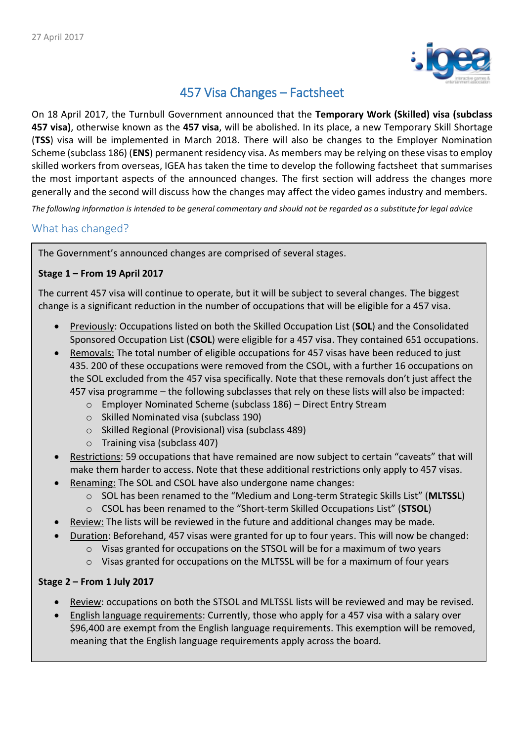27 April 2017

# 457 Visa Changes – Factsheet

On 18 April 2017, the Turnbull Government announced that the **Temporary Work (Skilled) visa (subclass 457 visa)**, otherwise known as the **457 visa**, will be abolished. In its place, a new Temporary Skill Shortage (**TSS**) visa will be implemented in March 2018. There will also be changes to the Employer Nomination Scheme (subclass 186) (**ENS**) permanent residency visa. As members may be relying on these visas to employ skilled workers from overseas, IGEA has taken the time to develop the following factsheet that summarises the most important aspects of the announced changes. The first section will address the changes more generally and the second will discuss how the changes may affect the video games industry and members.

*The following information is intended to be general commentary and should not be regarded as a substitute for legal advice*

## What has changed?

The Government's announced changes are comprised of several stages.

**Stage 1 – From 19 April 2017**

The current 457 visa will continue to operate, but it will be subject to several changes. The biggest change is a significant reduction in the number of occupations that will be eligible for a 457 visa.

- Previously: Occupations listed on both the Skilled Occupation List (**SOL**) and the Consolidated Sponsored Occupation List (**CSOL**) were eligible for a 457 visa. They contained 651 occupations.
- Removals: The total number of eligible occupations for 457 visas have been reduced to just 435. 200 of these occupations were removed from the CSOL, with a further 16 occupations on the SOL excluded from the 457 visa specifically. Note that these removals don't just affect the 457 visa programme – the following subclasses that rely on these lists will also be impacted:
  - Employer Nominated Scheme (subclass 186) – Direct Entry Stream
  - Skilled Nominated visa (subclass 190)
  - Skilled Regional (Provisional) visa (subclass 489)
  - Training visa (subclass 407)
- Restrictions: 59 occupations that have remained are now subject to certain "caveats" that will make them harder to access. Note that these additional restrictions only apply to 457 visas.
- Renaming: The SOL and CSOL have also undergone name changes:
  - SOL has been renamed to the "Medium and Long-term Strategic Skills List" (**MLTSSL**)
  - CSOL has been renamed to the "Short-term Skilled Occupations List" (**STSOL**)
- Review: The lists will be reviewed in the future and additional changes may be made.
- Duration: Beforehand, 457 visas were granted for up to four years. This will now be changed:
  - Visas granted for occupations on the STSOL will be for a maximum of two years
  - Visas granted for occupations on the MLTSSL will be for a maximum of four years

**Stage 2 – From 1 July 2017**

- Review: occupations on both the STSOL and MLTSSL lists will be reviewed and may be revised.
- English language requirements: Currently, those who apply for a 457 visa with a salary over $96,400 are exempt from the English language requirements. This exemption will be removed, meaning that the English language requirements apply across the board.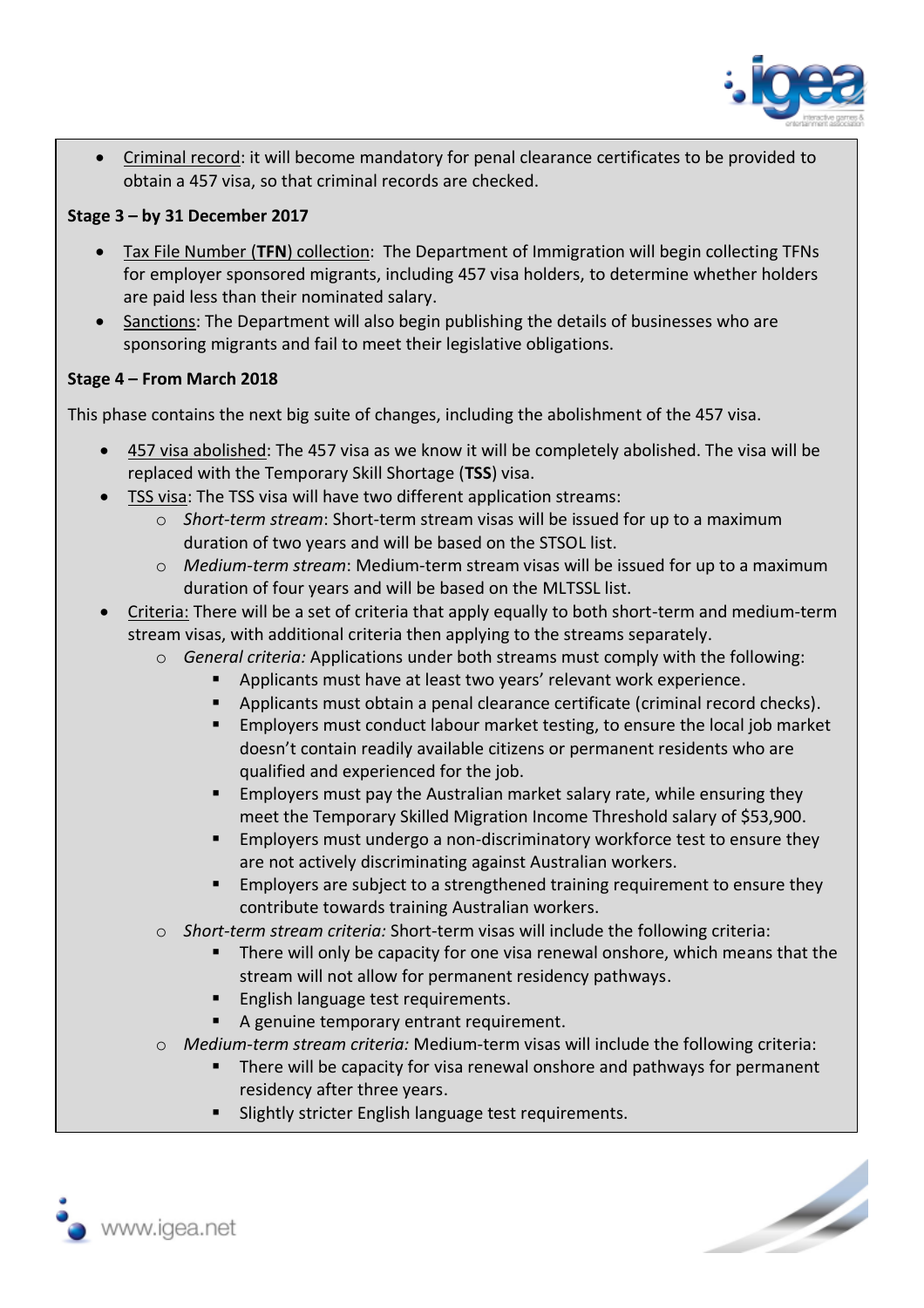- Criminal record: it will become mandatory for penal clearance certificates to be provided to obtain a 457 visa, so that criminal records are checked.

**Stage 3 – by 31 December 2017**

- Tax File Number (**TFN**) collection: The Department of Immigration will begin collecting TFNs for employer sponsored migrants, including 457 visa holders, to determine whether holders are paid less than their nominated salary.
- Sanctions: The Department will also begin publishing the details of businesses who are sponsoring migrants and fail to meet their legislative obligations.

**Stage 4 – From March 2018**

This phase contains the next big suite of changes, including the abolishment of the 457 visa.

- 457 visa abolished: The 457 visa as we know it will be completely abolished. The visa will be replaced with the Temporary Skill Shortage (**TSS**) visa.
- TSS visa: The TSS visa will have two different application streams:
  - *Short-term stream*: Short-term stream visas will be issued for up to a maximum duration of two years and will be based on the STSOL list.
  - *Medium-term stream*: Medium-term stream visas will be issued for up to a maximum duration of four years and will be based on the MLTSSL list.
- Criteria: There will be a set of criteria that apply equally to both short-term and medium-term stream visas, with additional criteria then applying to the streams separately.
  - *General criteria:* Applications under both streams must comply with the following:
    - Applicants must have at least two years' relevant work experience.
    - Applicants must obtain a penal clearance certificate (criminal record checks).
    - Employers must conduct labour market testing, to ensure the local job market doesn't contain readily available citizens or permanent residents who are qualified and experienced for the job.
    - Employers must pay the Australian market salary rate, while ensuring they meet the Temporary Skilled Migration Income Threshold salary of $53,900.
    - Employers must undergo a non-discriminatory workforce test to ensure they are not actively discriminating against Australian workers.
    - Employers are subject to a strengthened training requirement to ensure they contribute towards training Australian workers.
  - *Short-term stream criteria:* Short-term visas will include the following criteria:
    - There will only be capacity for one visa renewal onshore, which means that the stream will not allow for permanent residency pathways.
    - English language test requirements.
    - A genuine temporary entrant requirement.
  - *Medium-term stream criteria:* Medium-term visas will include the following criteria:
    - There will be capacity for visa renewal onshore and pathways for permanent residency after three years.
    - Slightly stricter English language test requirements.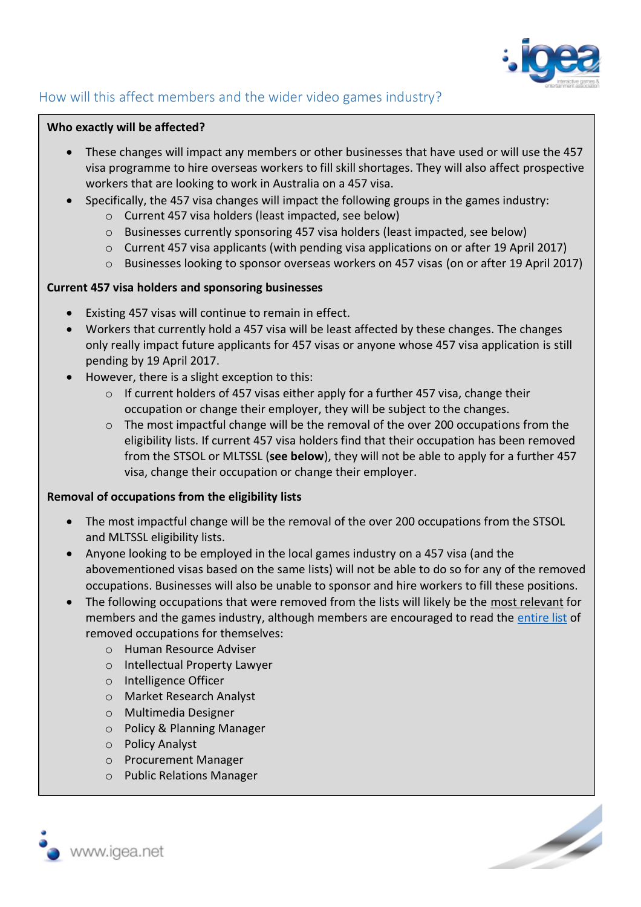## How will this affect members and the wider video games industry?

**Who exactly will be affected?**

- These changes will impact any members or other businesses that have used or will use the 457 visa programme to hire overseas workers to fill skill shortages. They will also affect prospective workers that are looking to work in Australia on a 457 visa.
- Specifically, the 457 visa changes will impact the following groups in the games industry:
  - Current 457 visa holders (least impacted, see below)
  - Businesses currently sponsoring 457 visa holders (least impacted, see below)
  - Current 457 visa applicants (with pending visa applications on or after 19 April 2017)
  - Businesses looking to sponsor overseas workers on 457 visas (on or after 19 April 2017)

**Current 457 visa holders and sponsoring businesses**

- Existing 457 visas will continue to remain in effect.
- Workers that currently hold a 457 visa will be least affected by these changes. The changes only really impact future applicants for 457 visas or anyone whose 457 visa application is still pending by 19 April 2017.
- However, there is a slight exception to this:
  - If current holders of 457 visas either apply for a further 457 visa, change their occupation or change their employer, they will be subject to the changes.
  - The most impactful change will be the removal of the over 200 occupations from the eligibility lists. If current 457 visa holders find that their occupation has been removed from the STSOL or MLTSSL (**see below**), they will not be able to apply for a further 457 visa, change their occupation or change their employer.

**Removal of occupations from the eligibility lists**

- The most impactful change will be the removal of the over 200 occupations from the STSOL and MLTSSL eligibility lists.
- Anyone looking to be employed in the local games industry on a 457 visa (and the abovementioned visas based on the same lists) will not be able to do so for any of the removed occupations. Businesses will also be unable to sponsor and hire workers to fill these positions.
- The following occupations that were removed from the lists will likely be the most relevant for members and the games industry, although members are encouraged to read the entire list of removed occupations for themselves:
  - Human Resource Adviser
  - Intellectual Property Lawyer
  - Intelligence Officer
  - Market Research Analyst
  - Multimedia Designer
  - Policy & Planning Manager
  - Policy Analyst
  - Procurement Manager
  - Public Relations Manager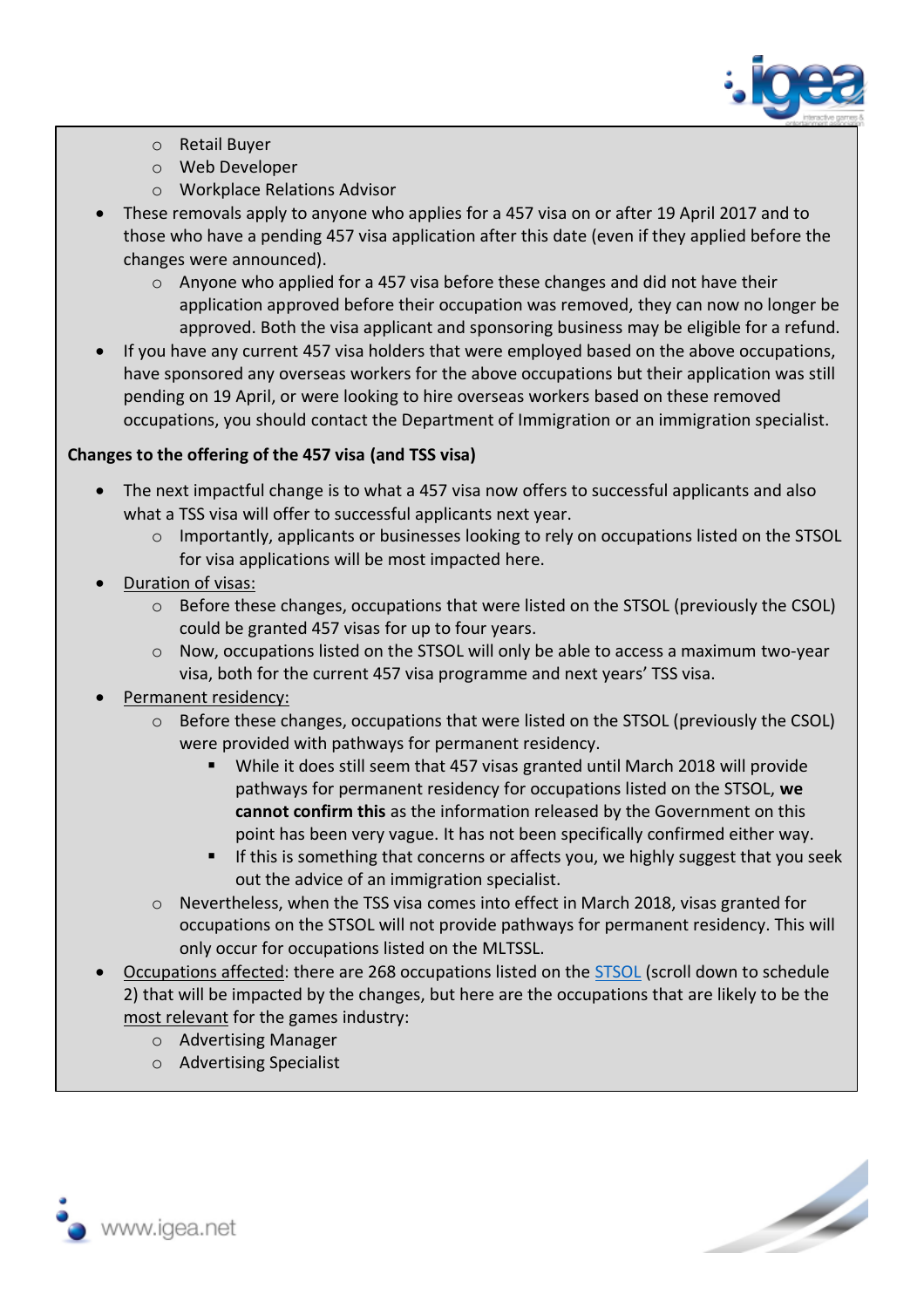- Retail Buyer
    - Web Developer
    - Workplace Relations Advisor
- These removals apply to anyone who applies for a 457 visa on or after 19 April 2017 and to those who have a pending 457 visa application after this date (even if they applied before the changes were announced).
    - Anyone who applied for a 457 visa before these changes and did not have their application approved before their occupation was removed, they can now no longer be approved. Both the visa applicant and sponsoring business may be eligible for a refund.
- If you have any current 457 visa holders that were employed based on the above occupations, have sponsored any overseas workers for the above occupations but their application was still pending on 19 April, or were looking to hire overseas workers based on these removed occupations, you should contact the Department of Immigration or an immigration specialist.

**Changes to the offering of the 457 visa (and TSS visa)**

- The next impactful change is to what a 457 visa now offers to successful applicants and also what a TSS visa will offer to successful applicants next year.
    - Importantly, applicants or businesses looking to rely on occupations listed on the STSOL for visa applications will be most impacted here.
- Duration of visas:
    - Before these changes, occupations that were listed on the STSOL (previously the CSOL) could be granted 457 visas for up to four years.
    - Now, occupations listed on the STSOL will only be able to access a maximum two-year visa, both for the current 457 visa programme and next years' TSS visa.
- Permanent residency:
    - Before these changes, occupations that were listed on the STSOL (previously the CSOL) were provided with pathways for permanent residency.
        - While it does still seem that 457 visas granted until March 2018 will provide pathways for permanent residency for occupations listed on the STSOL, **we cannot confirm this** as the information released by the Government on this point has been very vague. It has not been specifically confirmed either way.
        - If this is something that concerns or affects you, we highly suggest that you seek out the advice of an immigration specialist.
    - Nevertheless, when the TSS visa comes into effect in March 2018, visas granted for occupations on the STSOL will not provide pathways for permanent residency. This will only occur for occupations listed on the MLTSSL.
- Occupations affected: there are 268 occupations listed on the STSOL (scroll down to schedule 2) that will be impacted by the changes, but here are the occupations that are likely to be the most relevant for the games industry:
    - Advertising Manager
    - Advertising Specialist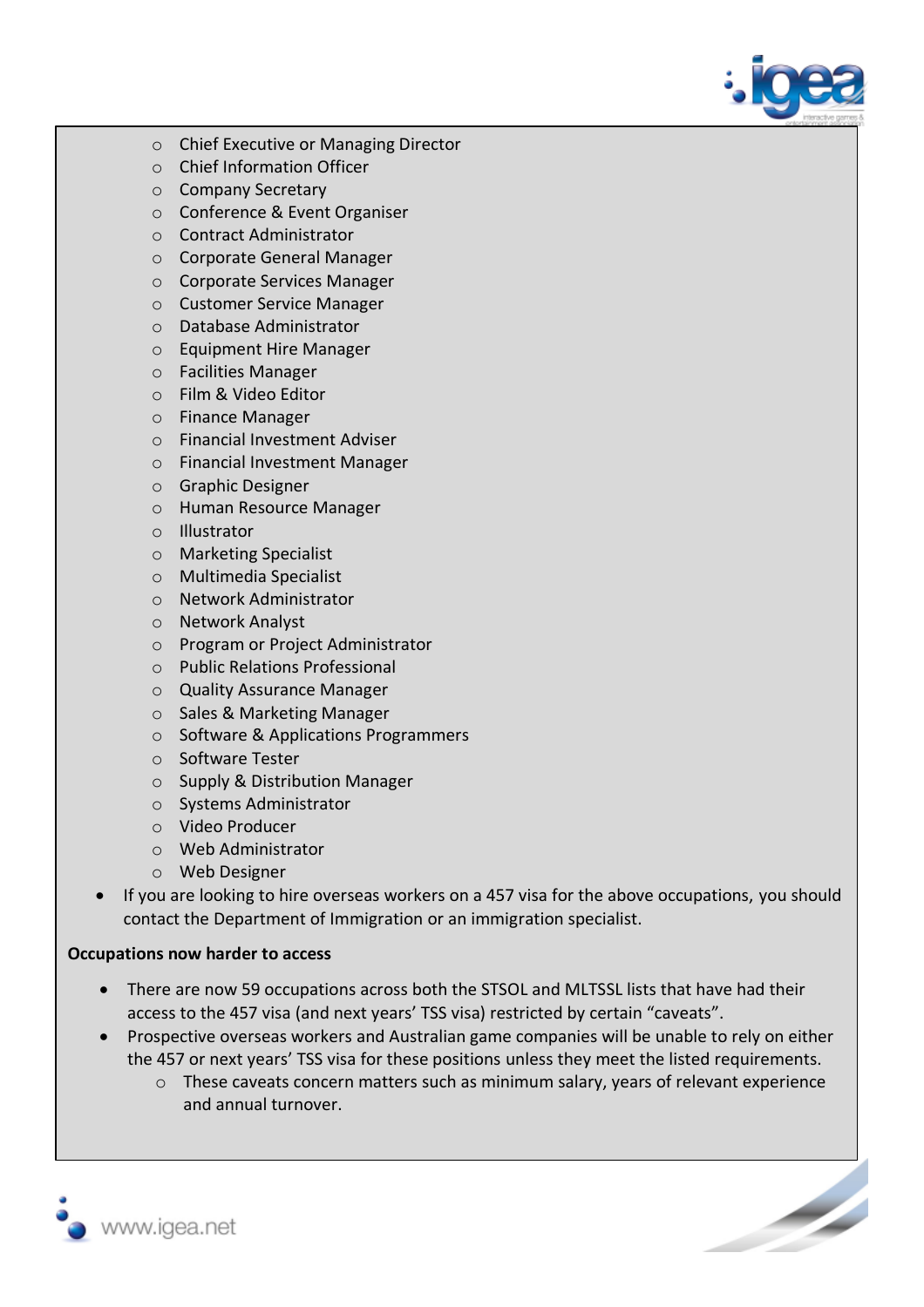- Chief Executive or Managing Director
    - Chief Information Officer
    - Company Secretary
    - Conference & Event Organiser
    - Contract Administrator
    - Corporate General Manager
    - Corporate Services Manager
    - Customer Service Manager
    - Database Administrator
    - Equipment Hire Manager
    - Facilities Manager
    - Film & Video Editor
    - Finance Manager
    - Financial Investment Adviser
    - Financial Investment Manager
    - Graphic Designer
    - Human Resource Manager
    - Illustrator
    - Marketing Specialist
    - Multimedia Specialist
    - Network Administrator
    - Network Analyst
    - Program or Project Administrator
    - Public Relations Professional
    - Quality Assurance Manager
    - Sales & Marketing Manager
    - Software & Applications Programmers
    - Software Tester
    - Supply & Distribution Manager
    - Systems Administrator
    - Video Producer
    - Web Administrator
    - Web Designer
- If you are looking to hire overseas workers on a 457 visa for the above occupations, you should contact the Department of Immigration or an immigration specialist.

**Occupations now harder to access**

- There are now 59 occupations across both the STSOL and MLTSSL lists that have had their access to the 457 visa (and next years' TSS visa) restricted by certain "caveats".
- Prospective overseas workers and Australian game companies will be unable to rely on either the 457 or next years' TSS visa for these positions unless they meet the listed requirements.
    - These caveats concern matters such as minimum salary, years of relevant experience and annual turnover.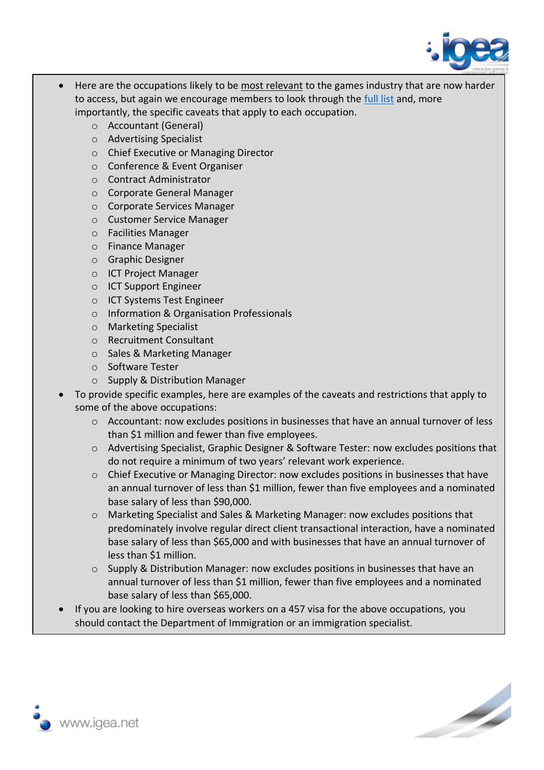- Here are the occupations likely to be most relevant to the games industry that are now harder to access, but again we encourage members to look through the full list and, more importantly, the specific caveats that apply to each occupation.
    - Accountant (General)
    - Advertising Specialist
    - Chief Executive or Managing Director
    - Conference & Event Organiser
    - Contract Administrator
    - Corporate General Manager
    - Corporate Services Manager
    - Customer Service Manager
    - Facilities Manager
    - Finance Manager
    - Graphic Designer
    - ICT Project Manager
    - ICT Support Engineer
    - ICT Systems Test Engineer
    - Information & Organisation Professionals
    - Marketing Specialist
    - Recruitment Consultant
    - Sales & Marketing Manager
    - Software Tester
    - Supply & Distribution Manager
- To provide specific examples, here are examples of the caveats and restrictions that apply to some of the above occupations:
    - Accountant: now excludes positions in businesses that have an annual turnover of less than $1 million and fewer than five employees.
    - Advertising Specialist, Graphic Designer & Software Tester: now excludes positions that do not require a minimum of two years' relevant work experience.
    - Chief Executive or Managing Director: now excludes positions in businesses that have an annual turnover of less than $1 million, fewer than five employees and a nominated base salary of less than $90,000.
    - Marketing Specialist and Sales & Marketing Manager: now excludes positions that predominately involve regular direct client transactional interaction, have a nominated base salary of less than $65,000 and with businesses that have an annual turnover of less than $1 million.
    - Supply & Distribution Manager: now excludes positions in businesses that have an annual turnover of less than $1 million, fewer than five employees and a nominated base salary of less than $65,000.
- If you are looking to hire overseas workers on a 457 visa for the above occupations, you should contact the Department of Immigration or an immigration specialist.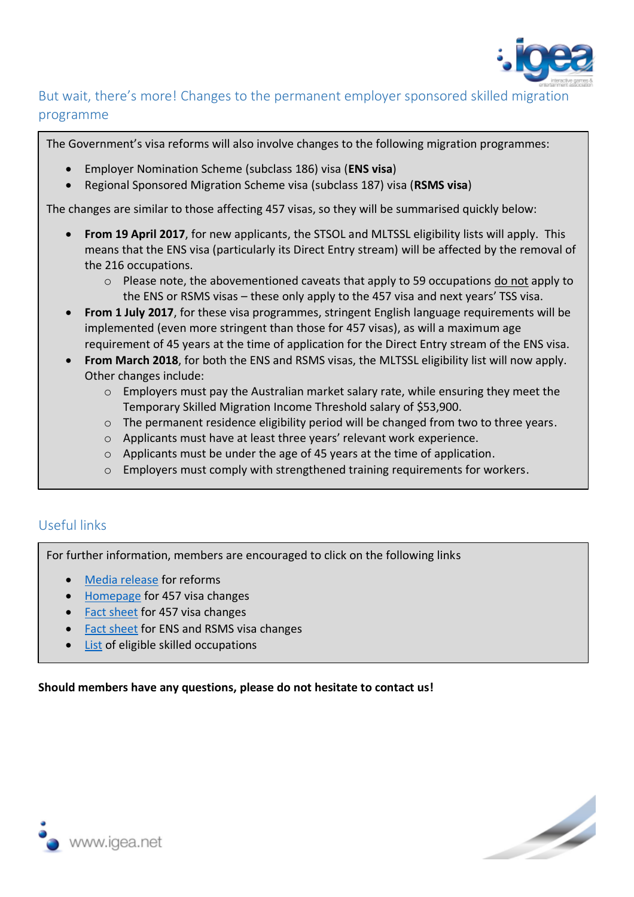## But wait, there's more! Changes to the permanent employer sponsored skilled migration programme

The Government's visa reforms will also involve changes to the following migration programmes:

- Employer Nomination Scheme (subclass 186) visa (**ENS visa**)
- Regional Sponsored Migration Scheme visa (subclass 187) visa (**RSMS visa**)

The changes are similar to those affecting 457 visas, so they will be summarised quickly below:

- **From 19 April 2017**, for new applicants, the STSOL and MLTSSL eligibility lists will apply. This means that the ENS visa (particularly its Direct Entry stream) will be affected by the removal of the 216 occupations.
  - Please note, the abovementioned caveats that apply to 59 occupations do not apply to the ENS or RSMS visas – these only apply to the 457 visa and next years' TSS visa.
- **From 1 July 2017**, for these visa programmes, stringent English language requirements will be implemented (even more stringent than those for 457 visas), as will a maximum age requirement of 45 years at the time of application for the Direct Entry stream of the ENS visa.
- **From March 2018**, for both the ENS and RSMS visas, the MLTSSL eligibility list will now apply. Other changes include:
  - Employers must pay the Australian market salary rate, while ensuring they meet the Temporary Skilled Migration Income Threshold salary of $53,900.
  - The permanent residence eligibility period will be changed from two to three years.
  - Applicants must have at least three years' relevant work experience.
  - Applicants must be under the age of 45 years at the time of application.
  - Employers must comply with strengthened training requirements for workers.

## Useful links

For further information, members are encouraged to click on the following links

- Media release for reforms
- Homepage for 457 visa changes
- Fact sheet for 457 visa changes
- Fact sheet for ENS and RSMS visa changes
- List of eligible skilled occupations

**Should members have any questions, please do not hesitate to contact us!**